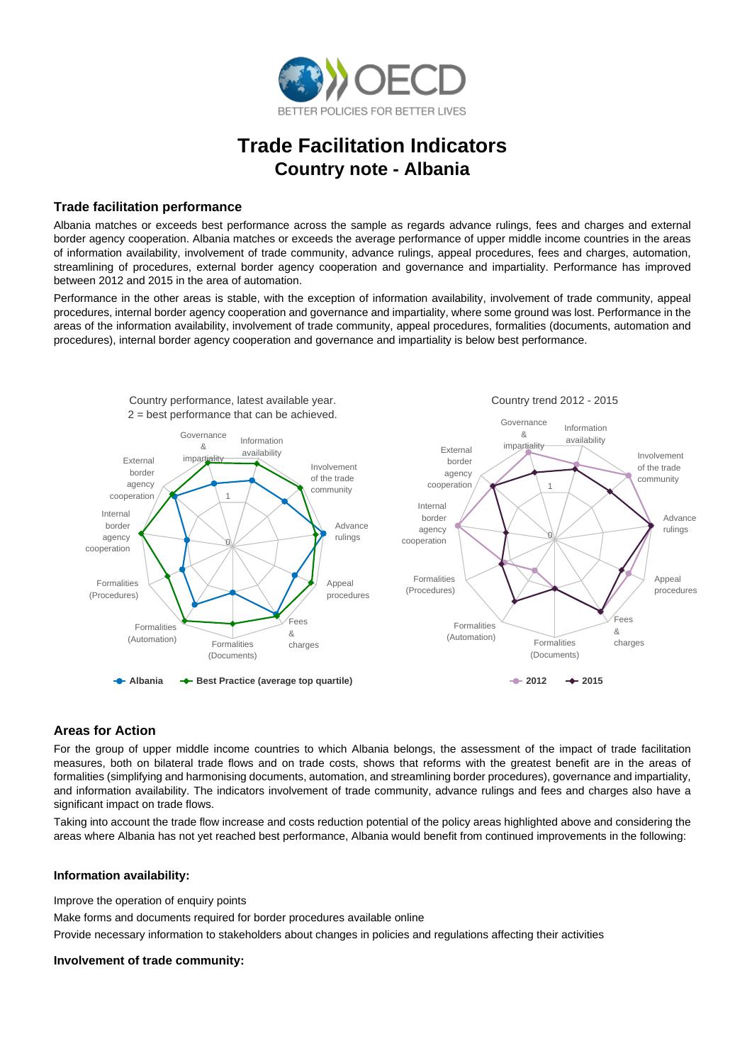# Trade Facilitation Indicators

## Country note - Albania

### Trade facilitation performance

Albania matches or exceeds best performance across the sample as regards advance rulings, fees and charges and external border agency cooperation. Albania matches or exceeds the average performance of upper middle income countries in the areas of information availability, involvement of trade community, advance rulings, appeal procedures, fees and charges, automation, streamlining of procedures, external border agency cooperation and governance and impartiality. Performance has improved between 2012 and 2015 in the area of automation.

Performance in the other areas is stable, with the exception of information availability, involvement of trade community, appeal procedures, internal border agency cooperation and governance and impartiality, where some ground was lost. Performance in the areas of the information availability, involvement of trade community, appeal procedures, formalities (documents, automation and procedures), internal border agency cooperation and governance and impartiality is below best performance.

Country performance, latest available year.
2 = best performance that can be achieved.

Albania — Best Practice (average top quartile)

Country trend 2012 - 2015

2012 — 2015

### Areas for Action

For the group of upper middle income countries to which Albania belongs, the assessment of the impact of trade facilitation measures, both on bilateral trade flows and on trade costs, shows that reforms with the greatest benefit are in the areas of formalities (simplifying and harmonising documents, automation, and streamlining border procedures), governance and impartiality, and information availability. The indicators involvement of trade community, advance rulings and fees and charges also have a significant impact on trade flows.

Taking into account the trade flow increase and costs reduction potential of the policy areas highlighted above and considering the areas where Albania has not yet reached best performance, Albania would benefit from continued improvements in the following:

#### Information availability:

Improve the operation of enquiry points

Make forms and documents required for border procedures available online

Provide necessary information to stakeholders about changes in policies and regulations affecting their activities

#### Involvement of trade community: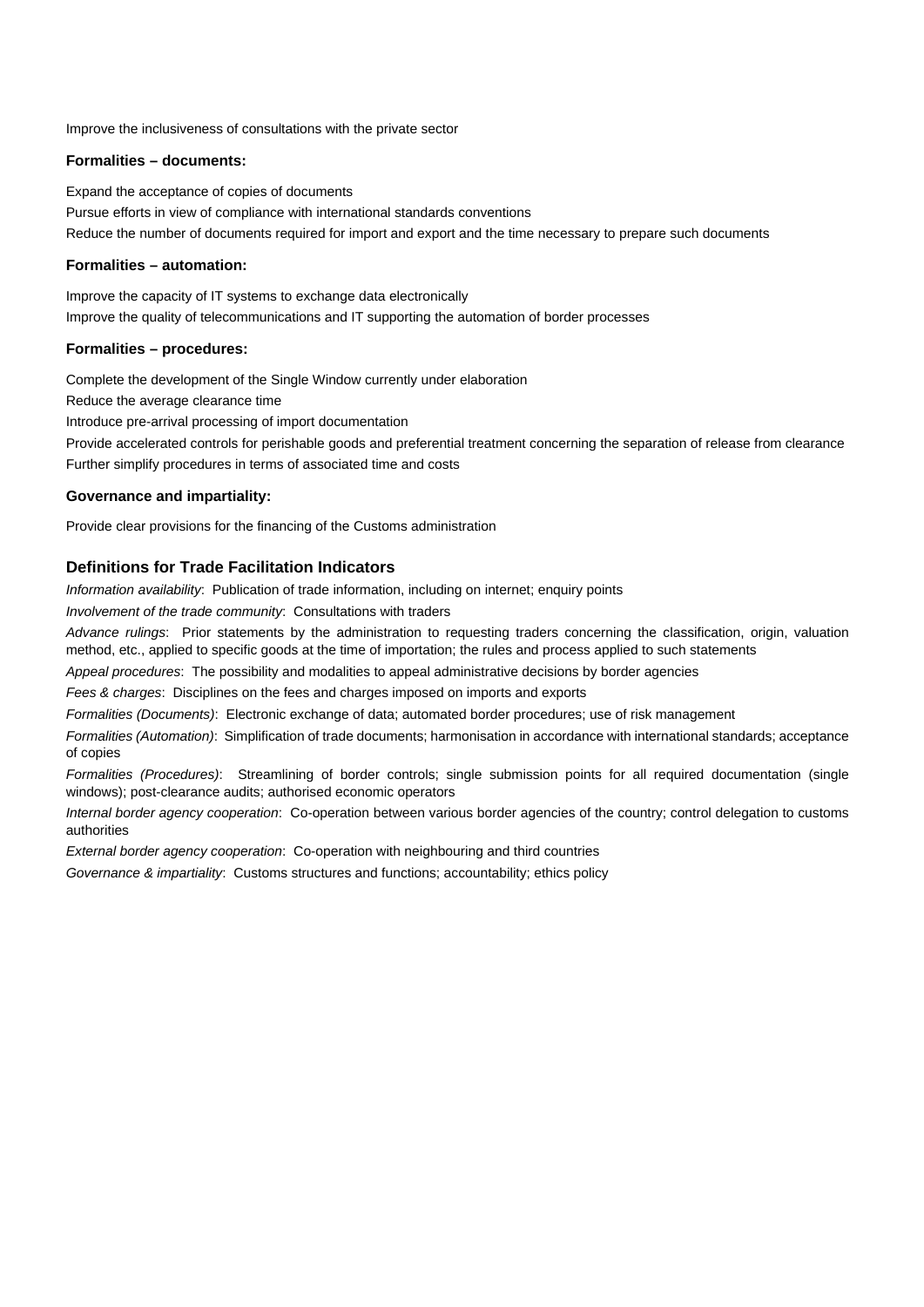Improve the inclusiveness of consultations with the private sector

**Formalities – documents:**

Expand the acceptance of copies of documents

Pursue efforts in view of compliance with international standards conventions

Reduce the number of documents required for import and export and the time necessary to prepare such documents

**Formalities – automation:**

Improve the capacity of IT systems to exchange data electronically

Improve the quality of telecommunications and IT supporting the automation of border processes

**Formalities – procedures:**

Complete the development of the Single Window currently under elaboration

Reduce the average clearance time

Introduce pre-arrival processing of import documentation

Provide accelerated controls for perishable goods and preferential treatment concerning the separation of release from clearance

Further simplify procedures in terms of associated time and costs

**Governance and impartiality:**

Provide clear provisions for the financing of the Customs administration

### Definitions for Trade Facilitation Indicators

*Information availability*: Publication of trade information, including on internet; enquiry points

*Involvement of the trade community*: Consultations with traders

*Advance rulings*: Prior statements by the administration to requesting traders concerning the classification, origin, valuation method, etc., applied to specific goods at the time of importation; the rules and process applied to such statements

*Appeal procedures*: The possibility and modalities to appeal administrative decisions by border agencies

*Fees & charges*: Disciplines on the fees and charges imposed on imports and exports

*Formalities (Documents)*: Electronic exchange of data; automated border procedures; use of risk management

*Formalities (Automation)*: Simplification of trade documents; harmonisation in accordance with international standards; acceptance of copies

*Formalities (Procedures)*: Streamlining of border controls; single submission points for all required documentation (single windows); post-clearance audits; authorised economic operators

*Internal border agency cooperation*: Co-operation between various border agencies of the country; control delegation to customs authorities

*External border agency cooperation*: Co-operation with neighbouring and third countries

*Governance & impartiality*: Customs structures and functions; accountability; ethics policy